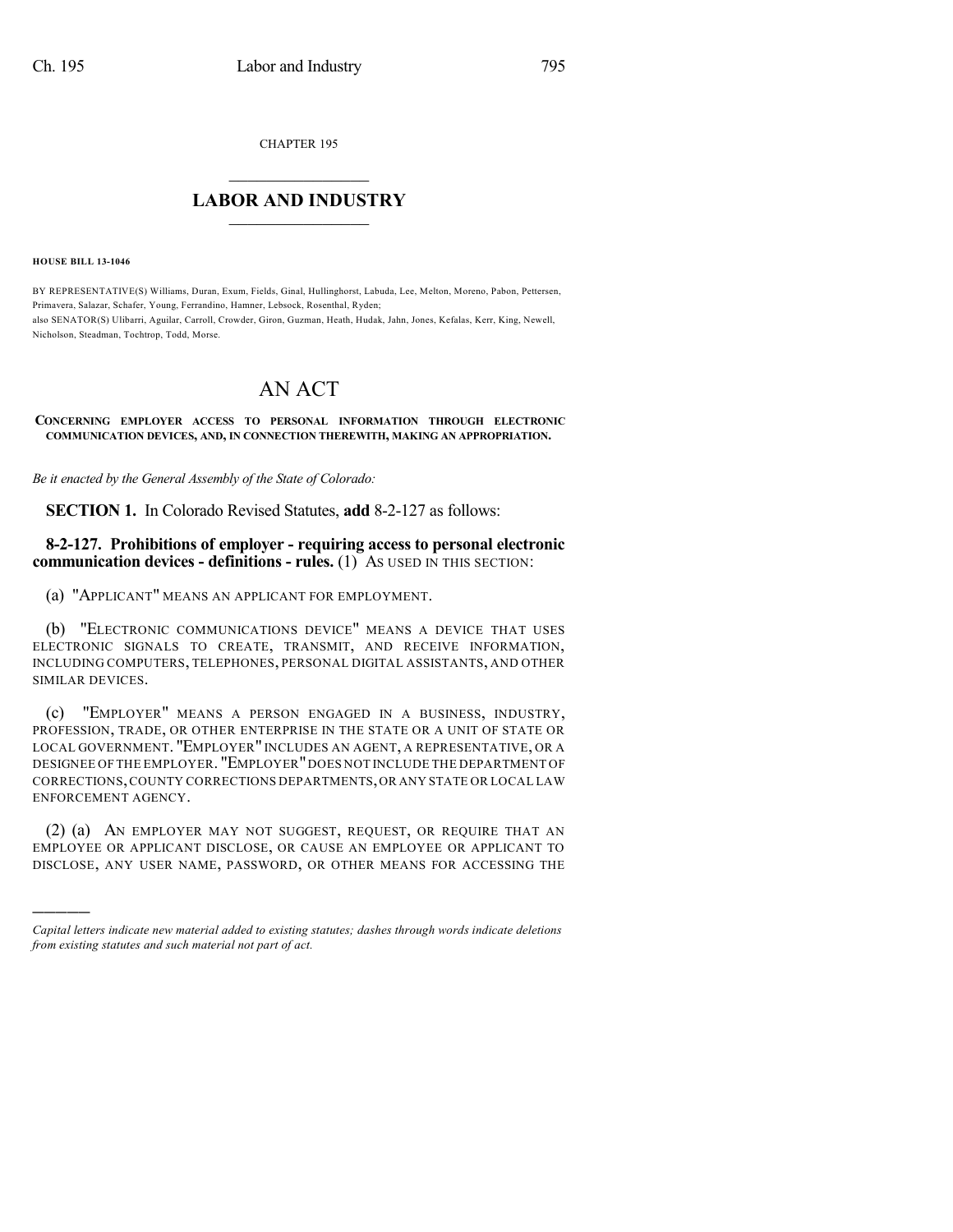CHAPTER 195

# LABOR AND INDUSTRY

**HOUSE BILL 13-1046**

BY REPRESENTATIVE(S) Williams, Duran, Exum, Fields, Ginal, Hullinghorst, Labuda, Lee, Melton, Moreno, Pabon, Pettersen, Primavera, Salazar, Schafer, Young, Ferrandino, Hamner, Lebsock, Rosenthal, Ryden;
also SENATOR(S) Ulibarri, Aguilar, Carroll, Crowder, Giron, Guzman, Heath, Hudak, Jahn, Jones, Kefalas, Kerr, King, Newell, Nicholson, Steadman, Tochtrop, Todd, Morse.

# AN ACT

**CONCERNING EMPLOYER ACCESS TO PERSONAL INFORMATION THROUGH ELECTRONIC COMMUNICATION DEVICES, AND, IN CONNECTION THEREWITH, MAKING AN APPROPRIATION.**

*Be it enacted by the General Assembly of the State of Colorado:*

**SECTION 1.** In Colorado Revised Statutes, **add** 8-2-127 as follows:

**8-2-127. Prohibitions of employer - requiring access to personal electronic communication devices - definitions - rules.** (1) AS USED IN THIS SECTION:

(a) "APPLICANT" MEANS AN APPLICANT FOR EMPLOYMENT.

(b) "ELECTRONIC COMMUNICATIONS DEVICE" MEANS A DEVICE THAT USES ELECTRONIC SIGNALS TO CREATE, TRANSMIT, AND RECEIVE INFORMATION, INCLUDING COMPUTERS, TELEPHONES, PERSONAL DIGITAL ASSISTANTS, AND OTHER SIMILAR DEVICES.

(c) "EMPLOYER" MEANS A PERSON ENGAGED IN A BUSINESS, INDUSTRY, PROFESSION, TRADE, OR OTHER ENTERPRISE IN THE STATE OR A UNIT OF STATE OR LOCAL GOVERNMENT. "EMPLOYER" INCLUDES AN AGENT, A REPRESENTATIVE, OR A DESIGNEE OF THE EMPLOYER. "EMPLOYER" DOES NOT INCLUDE THE DEPARTMENT OF CORRECTIONS, COUNTY CORRECTIONS DEPARTMENTS, OR ANY STATE OR LOCAL LAW ENFORCEMENT AGENCY.

(2) (a) AN EMPLOYER MAY NOT SUGGEST, REQUEST, OR REQUIRE THAT AN EMPLOYEE OR APPLICANT DISCLOSE, OR CAUSE AN EMPLOYEE OR APPLICANT TO DISCLOSE, ANY USER NAME, PASSWORD, OR OTHER MEANS FOR ACCESSING THE

---

*Capital letters indicate new material added to existing statutes; dashes through words indicate deletions from existing statutes and such material not part of act.*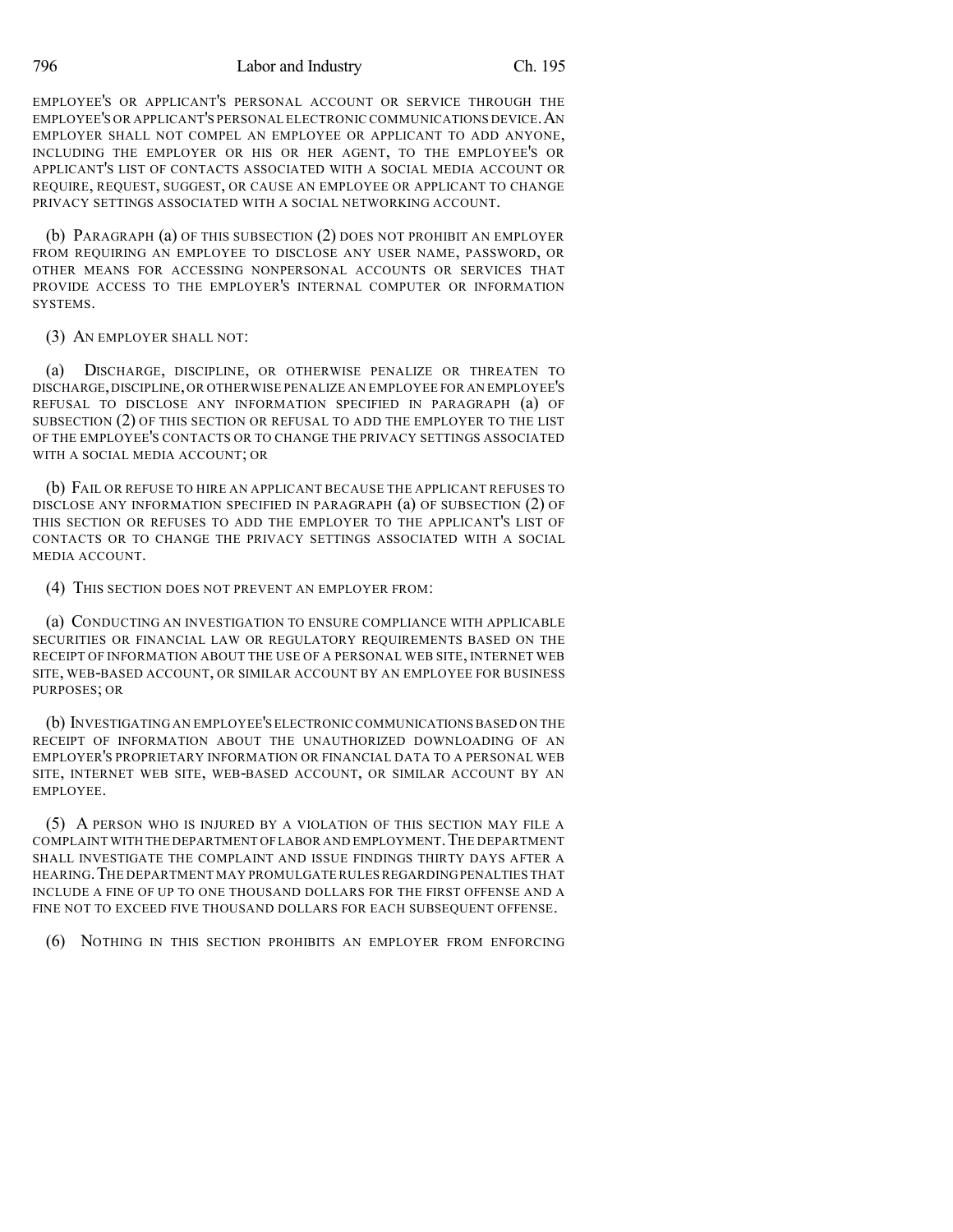EMPLOYEE'S OR APPLICANT'S PERSONAL ACCOUNT OR SERVICE THROUGH THE EMPLOYEE'S OR APPLICANT'S PERSONAL ELECTRONIC COMMUNICATIONS DEVICE. AN EMPLOYER SHALL NOT COMPEL AN EMPLOYEE OR APPLICANT TO ADD ANYONE, INCLUDING THE EMPLOYER OR HIS OR HER AGENT, TO THE EMPLOYEE'S OR APPLICANT'S LIST OF CONTACTS ASSOCIATED WITH A SOCIAL MEDIA ACCOUNT OR REQUIRE, REQUEST, SUGGEST, OR CAUSE AN EMPLOYEE OR APPLICANT TO CHANGE PRIVACY SETTINGS ASSOCIATED WITH A SOCIAL NETWORKING ACCOUNT.

(b) PARAGRAPH (a) OF THIS SUBSECTION (2) DOES NOT PROHIBIT AN EMPLOYER FROM REQUIRING AN EMPLOYEE TO DISCLOSE ANY USER NAME, PASSWORD, OR OTHER MEANS FOR ACCESSING NONPERSONAL ACCOUNTS OR SERVICES THAT PROVIDE ACCESS TO THE EMPLOYER'S INTERNAL COMPUTER OR INFORMATION SYSTEMS.

(3) AN EMPLOYER SHALL NOT:

(a) DISCHARGE, DISCIPLINE, OR OTHERWISE PENALIZE OR THREATEN TO DISCHARGE, DISCIPLINE, OR OTHERWISE PENALIZE AN EMPLOYEE FOR AN EMPLOYEE'S REFUSAL TO DISCLOSE ANY INFORMATION SPECIFIED IN PARAGRAPH (a) OF SUBSECTION (2) OF THIS SECTION OR REFUSAL TO ADD THE EMPLOYER TO THE LIST OF THE EMPLOYEE'S CONTACTS OR TO CHANGE THE PRIVACY SETTINGS ASSOCIATED WITH A SOCIAL MEDIA ACCOUNT; OR

(b) FAIL OR REFUSE TO HIRE AN APPLICANT BECAUSE THE APPLICANT REFUSES TO DISCLOSE ANY INFORMATION SPECIFIED IN PARAGRAPH (a) OF SUBSECTION (2) OF THIS SECTION OR REFUSES TO ADD THE EMPLOYER TO THE APPLICANT'S LIST OF CONTACTS OR TO CHANGE THE PRIVACY SETTINGS ASSOCIATED WITH A SOCIAL MEDIA ACCOUNT.

(4) THIS SECTION DOES NOT PREVENT AN EMPLOYER FROM:

(a) CONDUCTING AN INVESTIGATION TO ENSURE COMPLIANCE WITH APPLICABLE SECURITIES OR FINANCIAL LAW OR REGULATORY REQUIREMENTS BASED ON THE RECEIPT OF INFORMATION ABOUT THE USE OF A PERSONAL WEB SITE, INTERNET WEB SITE, WEB-BASED ACCOUNT, OR SIMILAR ACCOUNT BY AN EMPLOYEE FOR BUSINESS PURPOSES; OR

(b) INVESTIGATING AN EMPLOYEE'S ELECTRONIC COMMUNICATIONS BASED ON THE RECEIPT OF INFORMATION ABOUT THE UNAUTHORIZED DOWNLOADING OF AN EMPLOYER'S PROPRIETARY INFORMATION OR FINANCIAL DATA TO A PERSONAL WEB SITE, INTERNET WEB SITE, WEB-BASED ACCOUNT, OR SIMILAR ACCOUNT BY AN EMPLOYEE.

(5) A PERSON WHO IS INJURED BY A VIOLATION OF THIS SECTION MAY FILE A COMPLAINT WITH THE DEPARTMENT OF LABOR AND EMPLOYMENT. THE DEPARTMENT SHALL INVESTIGATE THE COMPLAINT AND ISSUE FINDINGS THIRTY DAYS AFTER A HEARING. THE DEPARTMENT MAY PROMULGATE RULES REGARDING PENALTIES THAT INCLUDE A FINE OF UP TO ONE THOUSAND DOLLARS FOR THE FIRST OFFENSE AND A FINE NOT TO EXCEED FIVE THOUSAND DOLLARS FOR EACH SUBSEQUENT OFFENSE.

(6) NOTHING IN THIS SECTION PROHIBITS AN EMPLOYER FROM ENFORCING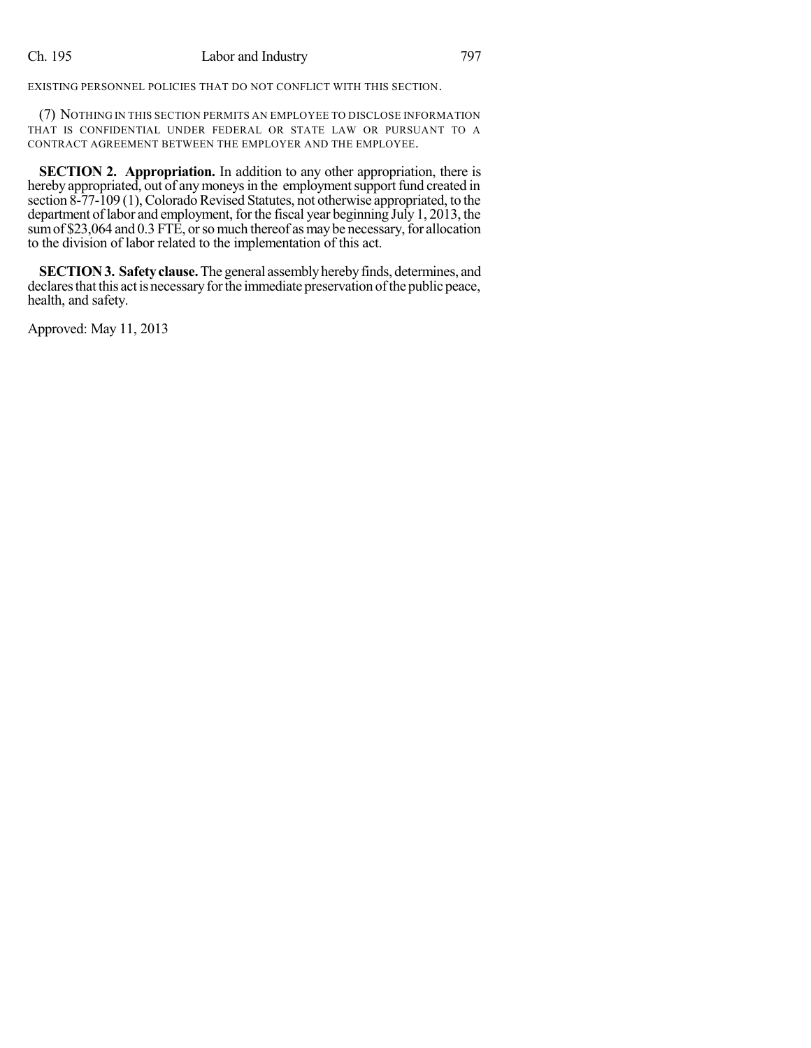EXISTING PERSONNEL POLICIES THAT DO NOT CONFLICT WITH THIS SECTION.

(7) NOTHING IN THIS SECTION PERMITS AN EMPLOYEE TO DISCLOSE INFORMATION THAT IS CONFIDENTIAL UNDER FEDERAL OR STATE LAW OR PURSUANT TO A CONTRACT AGREEMENT BETWEEN THE EMPLOYER AND THE EMPLOYEE.

**SECTION 2. Appropriation.** In addition to any other appropriation, there is hereby appropriated, out of any moneys in the employment support fund created in section 8-77-109 (1), Colorado Revised Statutes, not otherwise appropriated, to the department of labor and employment, for the fiscal year beginning July 1, 2013, the sum of $23,064 and 0.3 FTE, or so much thereof as may be necessary, for allocation to the division of labor related to the implementation of this act.

**SECTION 3. Safety clause.** The general assembly hereby finds, determines, and declares that this act is necessary for the immediate preservation of the public peace, health, and safety.

Approved: May 11, 2013